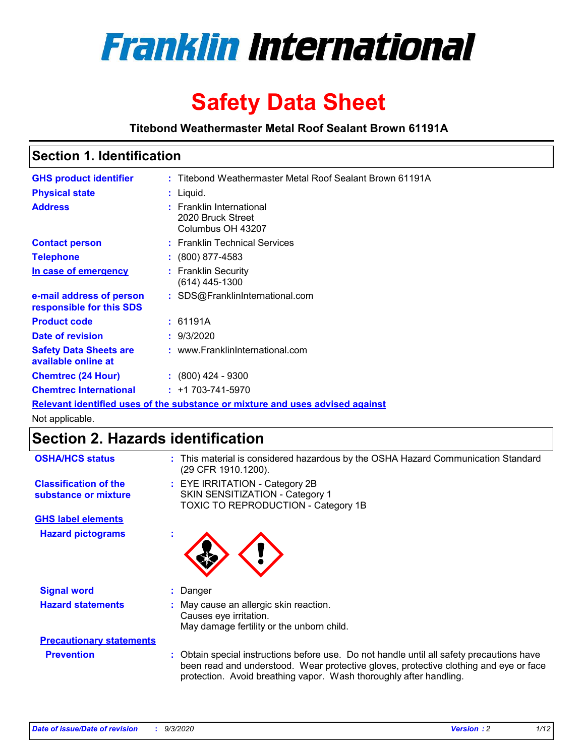# Franklin International

# Safety Data Sheet

**Titebond Weathermaster Metal Roof Sealant Brown 61191A**

## Section 1. Identification

| | |
|---|---|
| **GHS product identifier** | : Titebond Weathermaster Metal Roof Sealant Brown 61191A |
| **Physical state** | : Liquid. |
| **Address** | : Franklin International<br>2020 Bruck Street<br>Columbus OH 43207 |
| **Contact person** | : Franklin Technical Services |
| **Telephone** | : (800) 877-4583 |
| **In case of emergency** | : Franklin Security<br>(614) 445-1300 |
| **e-mail address of person responsible for this SDS** | : SDS@FranklinInternational.com |
| **Product code** | : 61191A |
| **Date of revision** | : 9/3/2020 |
| **Safety Data Sheets are available online at** | : www.FranklinInternational.com |
| **Chemtrec (24 Hour)** | : (800) 424 - 9300 |
| **Chemtrec International** | : +1 703-741-5970 |

**Relevant identified uses of the substance or mixture and uses advised against**

Not applicable.

## Section 2. Hazards identification

| | |
|---|---|
| **OSHA/HCS status** | : This material is considered hazardous by the OSHA Hazard Communication Standard (29 CFR 1910.1200). |
| **Classification of the substance or mixture** | : EYE IRRITATION - Category 2B<br>SKIN SENSITIZATION - Category 1<br>TOXIC TO REPRODUCTION - Category 1B |

**GHS label elements**

| | |
|---|---|
| **Hazard pictograms** | : |
| **Signal word** | : Danger |
| **Hazard statements** | : May cause an allergic skin reaction.<br>Causes eye irritation.<br>May damage fertility or the unborn child. |

**Precautionary statements**

| | |
|---|---|
| **Prevention** | : Obtain special instructions before use. Do not handle until all safety precautions have been read and understood. Wear protective gloves, protective clothing and eye or face protection. Avoid breathing vapor. Wash thoroughly after handling. |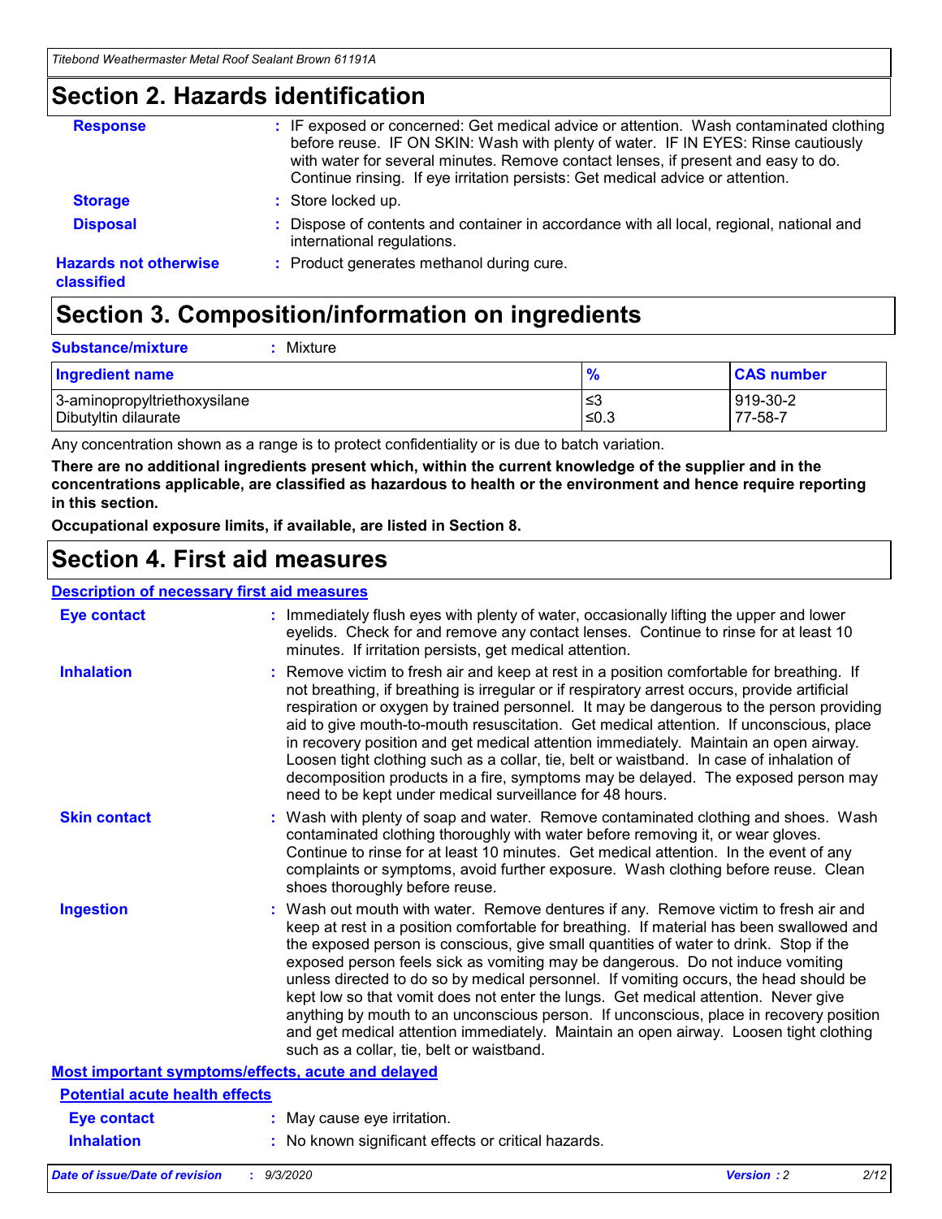## Section 2. Hazards identification

**Response** : IF exposed or concerned: Get medical advice or attention. Wash contaminated clothing before reuse. IF ON SKIN: Wash with plenty of water. IF IN EYES: Rinse cautiously with water for several minutes. Remove contact lenses, if present and easy to do. Continue rinsing. If eye irritation persists: Get medical advice or attention.

**Storage** : Store locked up.

**Disposal** : Dispose of contents and container in accordance with all local, regional, national and international regulations.

**Hazards not otherwise classified** : Product generates methanol during cure.

## Section 3. Composition/information on ingredients

**Substance/mixture** : Mixture

| Ingredient name | % | CAS number |
|---|---|---|
| 3-aminopropyltriethoxysilane | ≤3 | 919-30-2 |
| Dibutyltin dilaurate | ≤0.3 | 77-58-7 |

Any concentration shown as a range is to protect confidentiality or is due to batch variation.

**There are no additional ingredients present which, within the current knowledge of the supplier and in the concentrations applicable, are classified as hazardous to health or the environment and hence require reporting in this section.**

**Occupational exposure limits, if available, are listed in Section 8.**

## Section 4. First aid measures

**Description of necessary first aid measures**

**Eye contact** : Immediately flush eyes with plenty of water, occasionally lifting the upper and lower eyelids. Check for and remove any contact lenses. Continue to rinse for at least 10 minutes. If irritation persists, get medical attention.

**Inhalation** : Remove victim to fresh air and keep at rest in a position comfortable for breathing. If not breathing, if breathing is irregular or if respiratory arrest occurs, provide artificial respiration or oxygen by trained personnel. It may be dangerous to the person providing aid to give mouth-to-mouth resuscitation. Get medical attention. If unconscious, place in recovery position and get medical attention immediately. Maintain an open airway. Loosen tight clothing such as a collar, tie, belt or waistband. In case of inhalation of decomposition products in a fire, symptoms may be delayed. The exposed person may need to be kept under medical surveillance for 48 hours.

**Skin contact** : Wash with plenty of soap and water. Remove contaminated clothing and shoes. Wash contaminated clothing thoroughly with water before removing it, or wear gloves. Continue to rinse for at least 10 minutes. Get medical attention. In the event of any complaints or symptoms, avoid further exposure. Wash clothing before reuse. Clean shoes thoroughly before reuse.

**Ingestion** : Wash out mouth with water. Remove dentures if any. Remove victim to fresh air and keep at rest in a position comfortable for breathing. If material has been swallowed and the exposed person is conscious, give small quantities of water to drink. Stop if the exposed person feels sick as vomiting may be dangerous. Do not induce vomiting unless directed to do so by medical personnel. If vomiting occurs, the head should be kept low so that vomit does not enter the lungs. Get medical attention. Never give anything by mouth to an unconscious person. If unconscious, place in recovery position and get medical attention immediately. Maintain an open airway. Loosen tight clothing such as a collar, tie, belt or waistband.

**Most important symptoms/effects, acute and delayed**

**Potential acute health effects**

**Eye contact** : May cause eye irritation.

**Inhalation** : No known significant effects or critical hazards.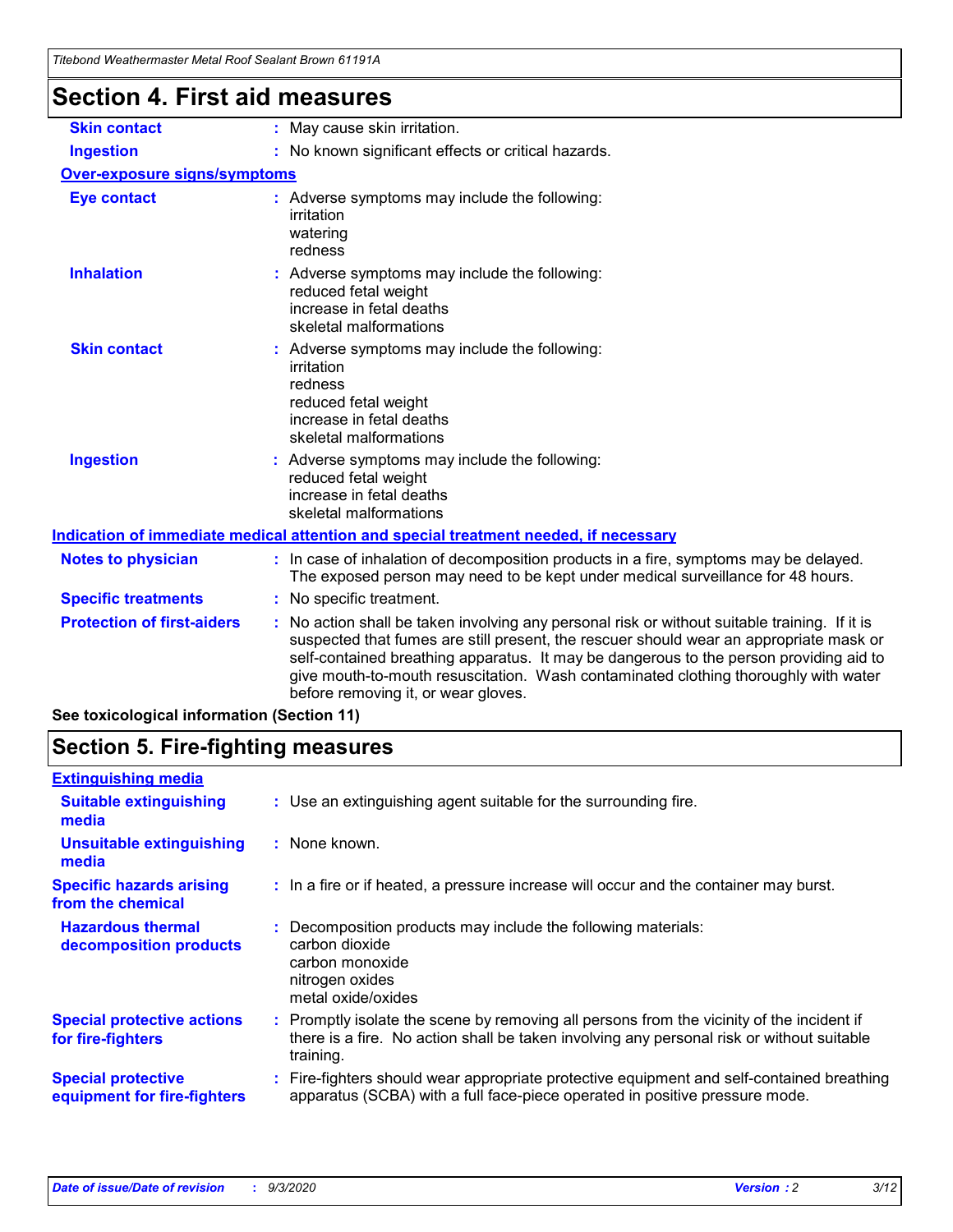# Section 4. First aid measures

| | |
|---|---|
| **Skin contact** | : May cause skin irritation. |
| **Ingestion** | : No known significant effects or critical hazards. |

**Over-exposure signs/symptoms**

| | |
|---|---|
| **Eye contact** | : Adverse symptoms may include the following:<br>irritation<br>watering<br>redness |
| **Inhalation** | : Adverse symptoms may include the following:<br>reduced fetal weight<br>increase in fetal deaths<br>skeletal malformations |
| **Skin contact** | : Adverse symptoms may include the following:<br>irritation<br>redness<br>reduced fetal weight<br>increase in fetal deaths<br>skeletal malformations |
| **Ingestion** | : Adverse symptoms may include the following:<br>reduced fetal weight<br>increase in fetal deaths<br>skeletal malformations |

**Indication of immediate medical attention and special treatment needed, if necessary**

| | |
|---|---|
| **Notes to physician** | : In case of inhalation of decomposition products in a fire, symptoms may be delayed. The exposed person may need to be kept under medical surveillance for 48 hours. |
| **Specific treatments** | : No specific treatment. |
| **Protection of first-aiders** | : No action shall be taken involving any personal risk or without suitable training. If it is suspected that fumes are still present, the rescuer should wear an appropriate mask or self-contained breathing apparatus. It may be dangerous to the person providing aid to give mouth-to-mouth resuscitation. Wash contaminated clothing thoroughly with water before removing it, or wear gloves. |

**See toxicological information (Section 11)**

# Section 5. Fire-fighting measures

**Extinguishing media**

| | |
|---|---|
| **Suitable extinguishing media** | : Use an extinguishing agent suitable for the surrounding fire. |
| **Unsuitable extinguishing media** | : None known. |
| **Specific hazards arising from the chemical** | : In a fire or if heated, a pressure increase will occur and the container may burst. |
| **Hazardous thermal decomposition products** | : Decomposition products may include the following materials:<br>carbon dioxide<br>carbon monoxide<br>nitrogen oxides<br>metal oxide/oxides |
| **Special protective actions for fire-fighters** | : Promptly isolate the scene by removing all persons from the vicinity of the incident if there is a fire. No action shall be taken involving any personal risk or without suitable training. |
| **Special protective equipment for fire-fighters** | : Fire-fighters should wear appropriate protective equipment and self-contained breathing apparatus (SCBA) with a full face-piece operated in positive pressure mode. |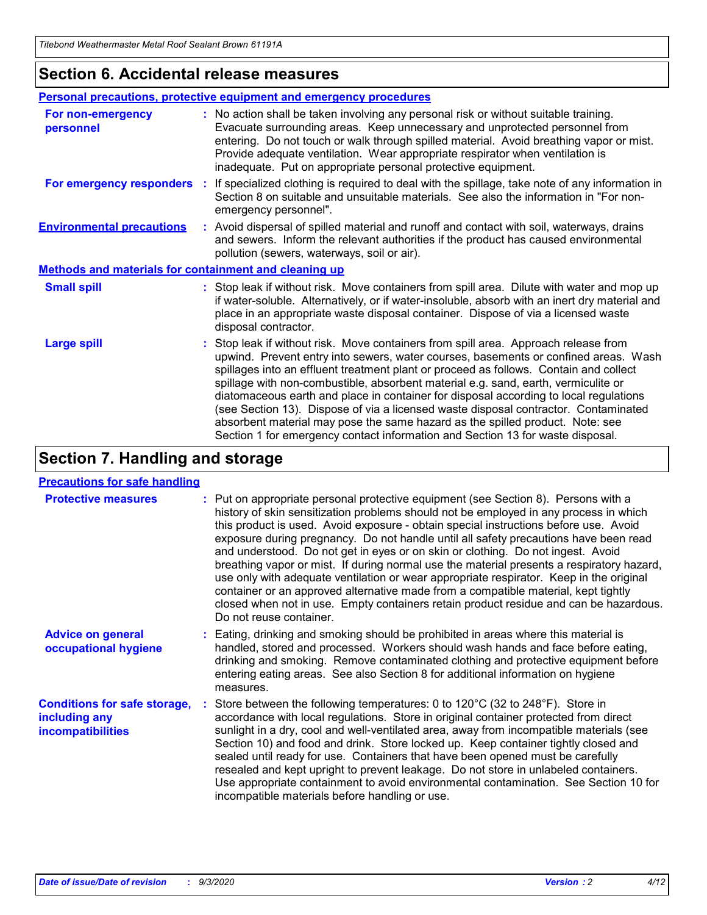## Section 6. Accidental release measures

### Personal precautions, protective equipment and emergency procedures

**For non-emergency personnel** : No action shall be taken involving any personal risk or without suitable training. Evacuate surrounding areas. Keep unnecessary and unprotected personnel from entering. Do not touch or walk through spilled material. Avoid breathing vapor or mist. Provide adequate ventilation. Wear appropriate respirator when ventilation is inadequate. Put on appropriate personal protective equipment.

**For emergency responders** : If specialized clothing is required to deal with the spillage, take note of any information in Section 8 on suitable and unsuitable materials. See also the information in "For non-emergency personnel".

**Environmental precautions** : Avoid dispersal of spilled material and runoff and contact with soil, waterways, drains and sewers. Inform the relevant authorities if the product has caused environmental pollution (sewers, waterways, soil or air).

### Methods and materials for containment and cleaning up

**Small spill** : Stop leak if without risk. Move containers from spill area. Dilute with water and mop up if water-soluble. Alternatively, or if water-insoluble, absorb with an inert dry material and place in an appropriate waste disposal container. Dispose of via a licensed waste disposal contractor.

**Large spill** : Stop leak if without risk. Move containers from spill area. Approach release from upwind. Prevent entry into sewers, water courses, basements or confined areas. Wash spillages into an effluent treatment plant or proceed as follows. Contain and collect spillage with non-combustible, absorbent material e.g. sand, earth, vermiculite or diatomaceous earth and place in container for disposal according to local regulations (see Section 13). Dispose of via a licensed waste disposal contractor. Contaminated absorbent material may pose the same hazard as the spilled product. Note: see Section 1 for emergency contact information and Section 13 for waste disposal.

## Section 7. Handling and storage

### Precautions for safe handling

**Protective measures** : Put on appropriate personal protective equipment (see Section 8). Persons with a history of skin sensitization problems should not be employed in any process in which this product is used. Avoid exposure - obtain special instructions before use. Avoid exposure during pregnancy. Do not handle until all safety precautions have been read and understood. Do not get in eyes or on skin or clothing. Do not ingest. Avoid breathing vapor or mist. If during normal use the material presents a respiratory hazard, use only with adequate ventilation or wear appropriate respirator. Keep in the original container or an approved alternative made from a compatible material, kept tightly closed when not in use. Empty containers retain product residue and can be hazardous. Do not reuse container.

**Advice on general occupational hygiene** : Eating, drinking and smoking should be prohibited in areas where this material is handled, stored and processed. Workers should wash hands and face before eating, drinking and smoking. Remove contaminated clothing and protective equipment before entering eating areas. See also Section 8 for additional information on hygiene measures.

**Conditions for safe storage, including any incompatibilities** : Store between the following temperatures: 0 to 120°C (32 to 248°F). Store in accordance with local regulations. Store in original container protected from direct sunlight in a dry, cool and well-ventilated area, away from incompatible materials (see Section 10) and food and drink. Store locked up. Keep container tightly closed and sealed until ready for use. Containers that have been opened must be carefully resealed and kept upright to prevent leakage. Do not store in unlabeled containers. Use appropriate containment to avoid environmental contamination. See Section 10 for incompatible materials before handling or use.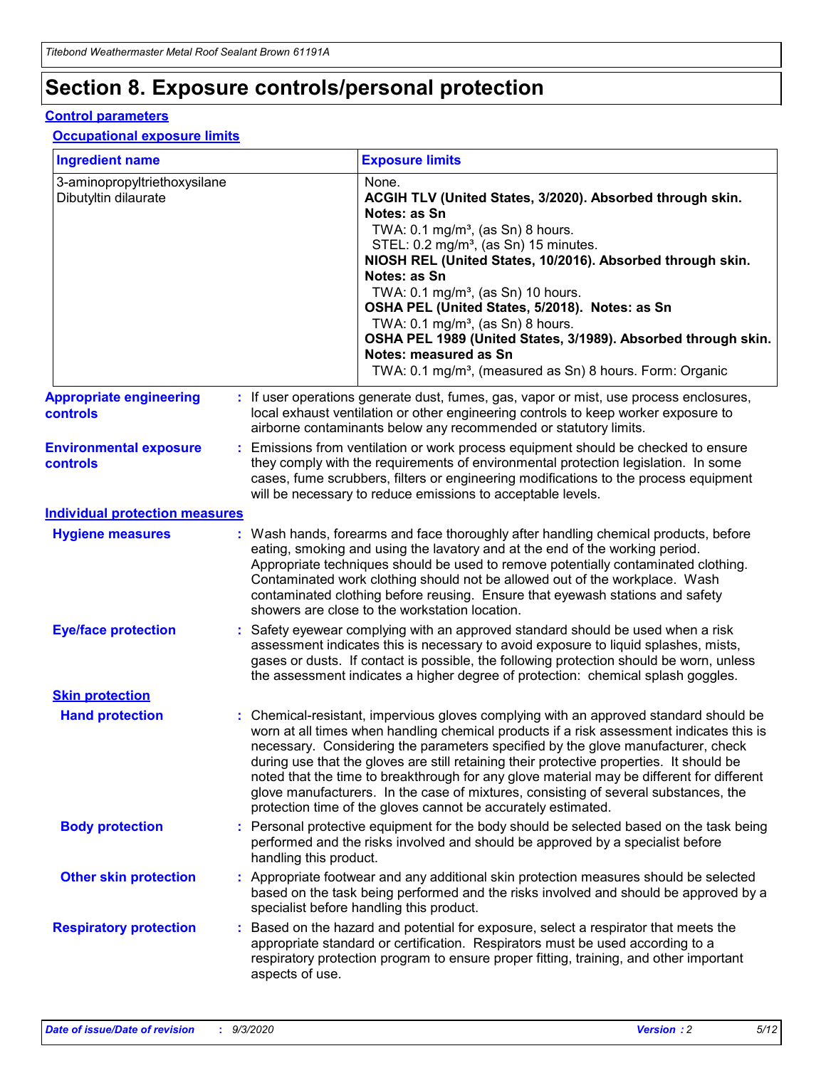# Section 8. Exposure controls/personal protection

## Control parameters

### Occupational exposure limits

| Ingredient name | Exposure limits |
|---|---|
| 3-aminopropyltriethoxysilane | None. |
| Dibutyltin dilaurate | **ACGIH TLV (United States, 3/2020). Absorbed through skin. Notes: as Sn**<br>TWA: 0.1 mg/m³, (as Sn) 8 hours.<br>STEL: 0.2 mg/m³, (as Sn) 15 minutes.<br>**NIOSH REL (United States, 10/2016). Absorbed through skin. Notes: as Sn**<br>TWA: 0.1 mg/m³, (as Sn) 10 hours.<br>**OSHA PEL (United States, 5/2018). Notes: as Sn**<br>TWA: 0.1 mg/m³, (as Sn) 8 hours.<br>**OSHA PEL 1989 (United States, 3/1989). Absorbed through skin. Notes: measured as Sn**<br>TWA: 0.1 mg/m³, (measured as Sn) 8 hours. Form: Organic |

**Appropriate engineering controls** : If user operations generate dust, fumes, gas, vapor or mist, use process enclosures, local exhaust ventilation or other engineering controls to keep worker exposure to airborne contaminants below any recommended or statutory limits.

**Environmental exposure controls** : Emissions from ventilation or work process equipment should be checked to ensure they comply with the requirements of environmental protection legislation. In some cases, fume scrubbers, filters or engineering modifications to the process equipment will be necessary to reduce emissions to acceptable levels.

## Individual protection measures

**Hygiene measures** : Wash hands, forearms and face thoroughly after handling chemical products, before eating, smoking and using the lavatory and at the end of the working period. Appropriate techniques should be used to remove potentially contaminated clothing. Contaminated work clothing should not be allowed out of the workplace. Wash contaminated clothing before reusing. Ensure that eyewash stations and safety showers are close to the workstation location.

**Eye/face protection** : Safety eyewear complying with an approved standard should be used when a risk assessment indicates this is necessary to avoid exposure to liquid splashes, mists, gases or dusts. If contact is possible, the following protection should be worn, unless the assessment indicates a higher degree of protection: chemical splash goggles.

### Skin protection

**Hand protection** : Chemical-resistant, impervious gloves complying with an approved standard should be worn at all times when handling chemical products if a risk assessment indicates this is necessary. Considering the parameters specified by the glove manufacturer, check during use that the gloves are still retaining their protective properties. It should be noted that the time to breakthrough for any glove material may be different for different glove manufacturers. In the case of mixtures, consisting of several substances, the protection time of the gloves cannot be accurately estimated.

**Body protection** : Personal protective equipment for the body should be selected based on the task being performed and the risks involved and should be approved by a specialist before handling this product.

**Other skin protection** : Appropriate footwear and any additional skin protection measures should be selected based on the task being performed and the risks involved and should be approved by a specialist before handling this product.

**Respiratory protection** : Based on the hazard and potential for exposure, select a respirator that meets the appropriate standard or certification. Respirators must be used according to a respiratory protection program to ensure proper fitting, training, and other important aspects of use.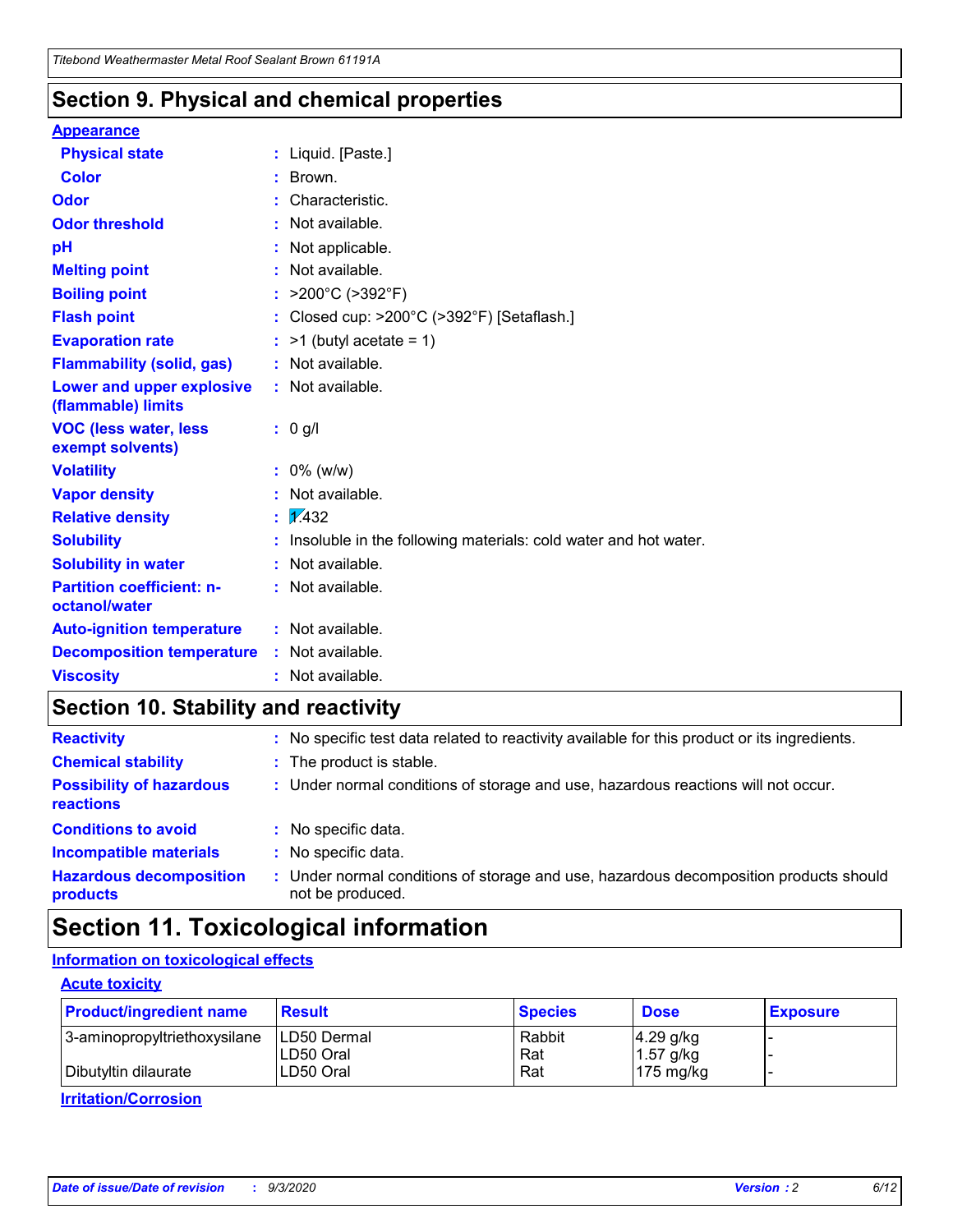## Section 9. Physical and chemical properties

**Appearance**

| | |
|---|---|
| **Physical state** | : Liquid. [Paste.] |
| **Color** | : Brown. |
| **Odor** | : Characteristic. |
| **Odor threshold** | : Not available. |
| **pH** | : Not applicable. |
| **Melting point** | : Not available. |
| **Boiling point** | : >200°C (>392°F) |
| **Flash point** | : Closed cup: >200°C (>392°F) [Setaflash.] |
| **Evaporation rate** | : >1 (butyl acetate = 1) |
| **Flammability (solid, gas)** | : Not available. |
| **Lower and upper explosive (flammable) limits** | : Not available. |
| **VOC (less water, less exempt solvents)** | : 0 g/l |
| **Volatility** | : 0% (w/w) |
| **Vapor density** | : Not available. |
| **Relative density** | : 1.432 |
| **Solubility** | : Insoluble in the following materials: cold water and hot water. |
| **Solubility in water** | : Not available. |
| **Partition coefficient: n-octanol/water** | : Not available. |
| **Auto-ignition temperature** | : Not available. |
| **Decomposition temperature** | : Not available. |
| **Viscosity** | : Not available. |

## Section 10. Stability and reactivity

| | |
|---|---|
| **Reactivity** | : No specific test data related to reactivity available for this product or its ingredients. |
| **Chemical stability** | : The product is stable. |
| **Possibility of hazardous reactions** | : Under normal conditions of storage and use, hazardous reactions will not occur. |
| **Conditions to avoid** | : No specific data. |
| **Incompatible materials** | : No specific data. |
| **Hazardous decomposition products** | : Under normal conditions of storage and use, hazardous decomposition products should not be produced. |

## Section 11. Toxicological information

**Information on toxicological effects**

**Acute toxicity**

| Product/ingredient name | Result | Species | Dose | Exposure |
|---|---|---|---|---|
| 3-aminopropyltriethoxysilane | LD50 Dermal | Rabbit | 4.29 g/kg | - |
| | LD50 Oral | Rat | 1.57 g/kg | - |
| Dibutyltin dilaurate | LD50 Oral | Rat | 175 mg/kg | - |

**Irritation/Corrosion**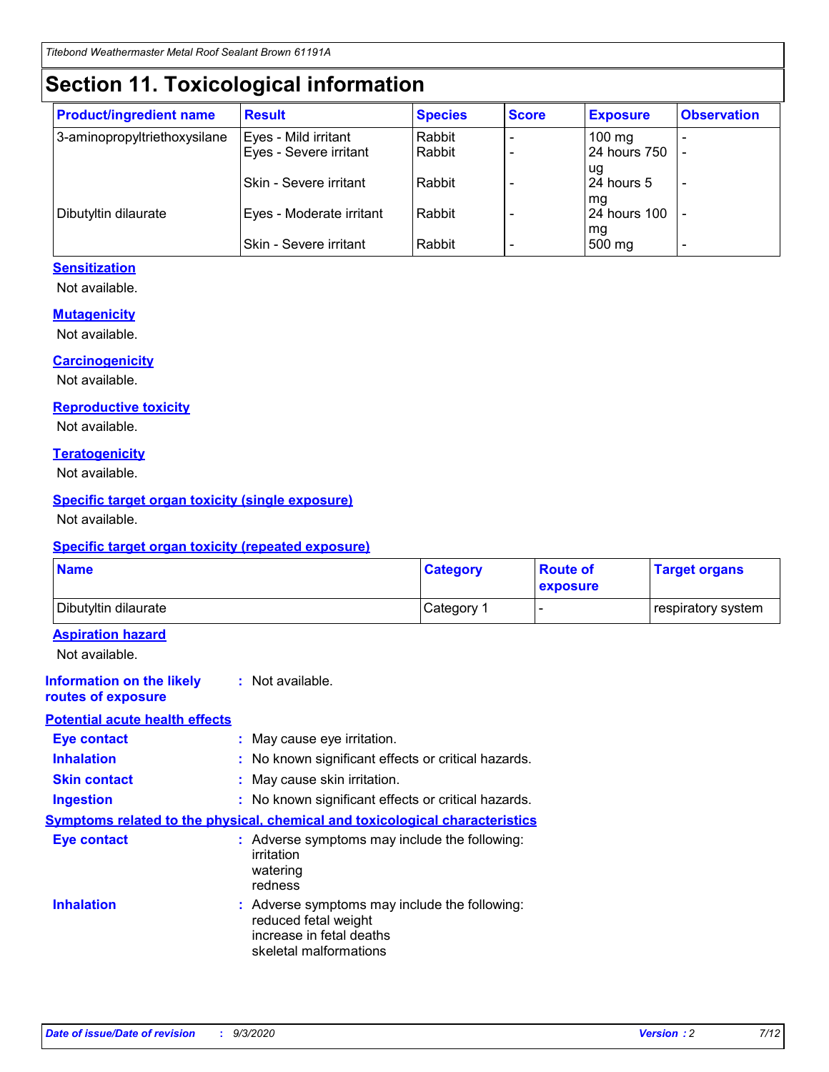# Section 11. Toxicological information

| Product/ingredient name | Result | Species | Score | Exposure | Observation |
|---|---|---|---|---|---|
| 3-aminopropyltriethoxysilane | Eyes - Mild irritant | Rabbit | - | 100 mg | - |
| | Eyes - Severe irritant | Rabbit | - | 24 hours 750 ug | - |
| | Skin - Severe irritant | Rabbit | - | 24 hours 5 mg | - |
| Dibutyltin dilaurate | Eyes - Moderate irritant | Rabbit | - | 24 hours 100 mg | - |
| | Skin - Severe irritant | Rabbit | - | 500 mg | - |

### Sensitization

Not available.

### Mutagenicity

Not available.

### Carcinogenicity

Not available.

### Reproductive toxicity

Not available.

### Teratogenicity

Not available.

### Specific target organ toxicity (single exposure)

Not available.

### Specific target organ toxicity (repeated exposure)

| Name | Category | Route of exposure | Target organs |
|---|---|---|---|
| Dibutyltin dilaurate | Category 1 | - | respiratory system |

### Aspiration hazard

Not available.

**Information on the likely routes of exposure** : Not available.

### Potential acute health effects

**Eye contact** : May cause eye irritation.

**Inhalation** : No known significant effects or critical hazards.

**Skin contact** : May cause skin irritation.

**Ingestion** : No known significant effects or critical hazards.

### Symptoms related to the physical, chemical and toxicological characteristics

**Eye contact** : Adverse symptoms may include the following:
irritation
watering
redness

**Inhalation** : Adverse symptoms may include the following:
reduced fetal weight
increase in fetal deaths
skeletal malformations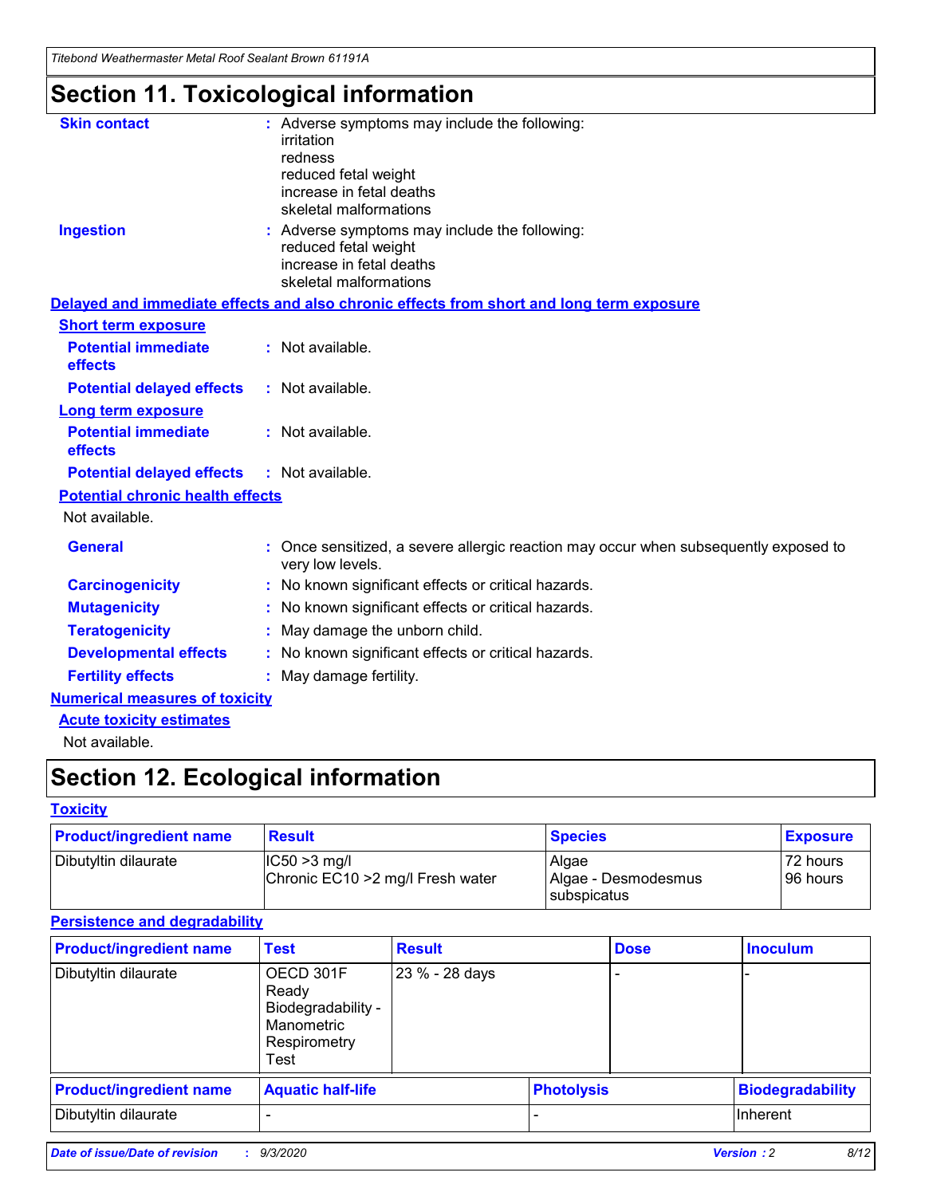# Section 11. Toxicological information

**Skin contact** : Adverse symptoms may include the following:
irritation
redness
reduced fetal weight
increase in fetal deaths
skeletal malformations

**Ingestion** : Adverse symptoms may include the following:
reduced fetal weight
increase in fetal deaths
skeletal malformations

**Delayed and immediate effects and also chronic effects from short and long term exposure**

**Short term exposure**

**Potential immediate effects** : Not available.

**Potential delayed effects** : Not available.

**Long term exposure**

**Potential immediate effects** : Not available.

**Potential delayed effects** : Not available.

**Potential chronic health effects**

Not available.

**General** : Once sensitized, a severe allergic reaction may occur when subsequently exposed to very low levels.

**Carcinogenicity** : No known significant effects or critical hazards.

**Mutagenicity** : No known significant effects or critical hazards.

**Teratogenicity** : May damage the unborn child.

**Developmental effects** : No known significant effects or critical hazards.

**Fertility effects** : May damage fertility.

**Numerical measures of toxicity**

**Acute toxicity estimates**

Not available.

# Section 12. Ecological information

**Toxicity**

| Product/ingredient name | Result | Species | Exposure |
|---|---|---|---|
| Dibutyltin dilaurate | IC50 >3 mg/l<br>Chronic EC10 >2 mg/l Fresh water | Algae<br>Algae - Desmodesmus subspicatus | 72 hours<br>96 hours |

**Persistence and degradability**

| Product/ingredient name | Test | Result | Dose | Inoculum |
|---|---|---|---|---|
| Dibutyltin dilaurate | OECD 301F Ready Biodegradability - Manometric Respirometry Test | 23 % - 28 days | - | - |

| Product/ingredient name | Aquatic half-life | Photolysis | Biodegradability |
|---|---|---|---|
| Dibutyltin dilaurate | - | - | Inherent |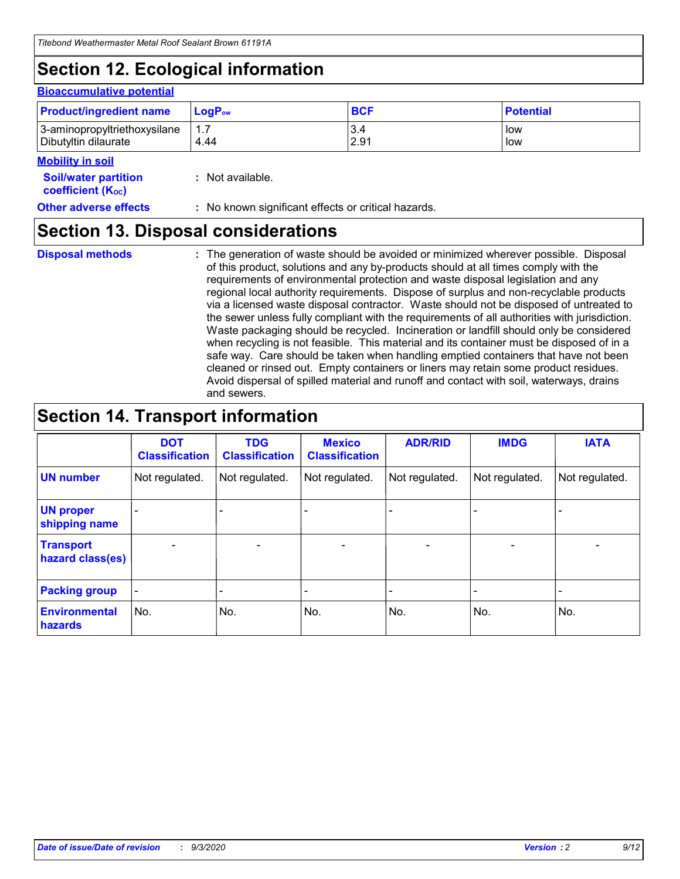# Section 12. Ecological information

### Bioaccumulative potential

| Product/ingredient name | $LogP_{ow}$ | BCF | Potential |
|---|---|---|---|
| 3-aminopropyltriethoxysilane<br>Dibutyltin dilaurate | 1.7<br>4.44 | 3.4<br>2.91 | low<br>low |

### Mobility in soil

**Soil/water partition coefficient ($K_{OC}$)** : Not available.

**Other adverse effects** : No known significant effects or critical hazards.

# Section 13. Disposal considerations

**Disposal methods** : The generation of waste should be avoided or minimized wherever possible. Disposal of this product, solutions and any by-products should at all times comply with the requirements of environmental protection and waste disposal legislation and any regional local authority requirements. Dispose of surplus and non-recyclable products via a licensed waste disposal contractor. Waste should not be disposed of untreated to the sewer unless fully compliant with the requirements of all authorities with jurisdiction. Waste packaging should be recycled. Incineration or landfill should only be considered when recycling is not feasible. This material and its container must be disposed of in a safe way. Care should be taken when handling emptied containers that have not been cleaned or rinsed out. Empty containers or liners may retain some product residues. Avoid dispersal of spilled material and runoff and contact with soil, waterways, drains and sewers.

# Section 14. Transport information

| | DOT Classification | TDG Classification | Mexico Classification | ADR/RID | IMDG | IATA |
|---|---|---|---|---|---|---|
| **UN number** | Not regulated. | Not regulated. | Not regulated. | Not regulated. | Not regulated. | Not regulated. |
| **UN proper shipping name** | - | - | - | - | - | - |
| **Transport hazard class(es)** | - | - | - | - | - | - |
| **Packing group** | - | - | - | - | - | - |
| **Environmental hazards** | No. | No. | No. | No. | No. | No. |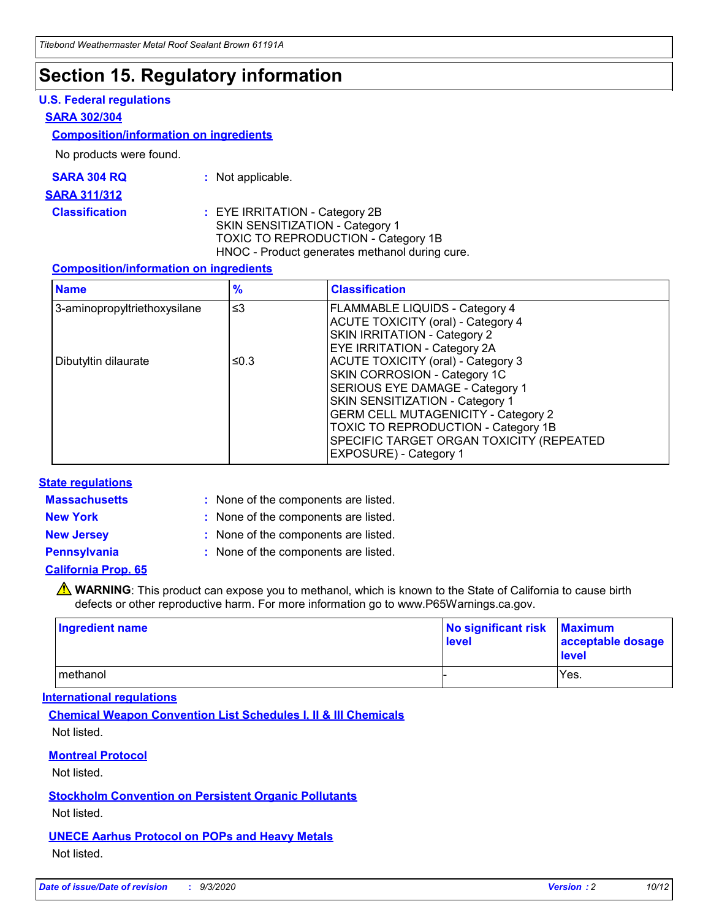# Section 15. Regulatory information

## U.S. Federal regulations

### SARA 302/304

#### Composition/information on ingredients

No products were found.

**SARA 304 RQ** : Not applicable.

### SARA 311/312

**Classification** : EYE IRRITATION - Category 2B
SKIN SENSITIZATION - Category 1
TOXIC TO REPRODUCTION - Category 1B
HNOC - Product generates methanol during cure.

#### Composition/information on ingredients

| Name | % | Classification |
|---|---|---|
| 3-aminopropyltriethoxysilane | ≤3 | FLAMMABLE LIQUIDS - Category 4<br>ACUTE TOXICITY (oral) - Category 4<br>SKIN IRRITATION - Category 2<br>EYE IRRITATION - Category 2A |
| Dibutyltin dilaurate | ≤0.3 | ACUTE TOXICITY (oral) - Category 3<br>SKIN CORROSION - Category 1C<br>SERIOUS EYE DAMAGE - Category 1<br>SKIN SENSITIZATION - Category 1<br>GERM CELL MUTAGENICITY - Category 2<br>TOXIC TO REPRODUCTION - Category 1B<br>SPECIFIC TARGET ORGAN TOXICITY (REPEATED EXPOSURE) - Category 1 |

## State regulations

**Massachusetts** : None of the components are listed.

**New York** : None of the components are listed.

**New Jersey** : None of the components are listed.

**Pennsylvania** : None of the components are listed.

### California Prop. 65

⚠ **WARNING**: This product can expose you to methanol, which is known to the State of California to cause birth defects or other reproductive harm. For more information go to www.P65Warnings.ca.gov.

| Ingredient name | No significant risk level | Maximum acceptable dosage level |
|---|---|---|
| methanol | - | Yes. |

## International regulations

### Chemical Weapon Convention List Schedules I, II & III Chemicals

Not listed.

### Montreal Protocol

Not listed.

### Stockholm Convention on Persistent Organic Pollutants

Not listed.

### UNECE Aarhus Protocol on POPs and Heavy Metals

Not listed.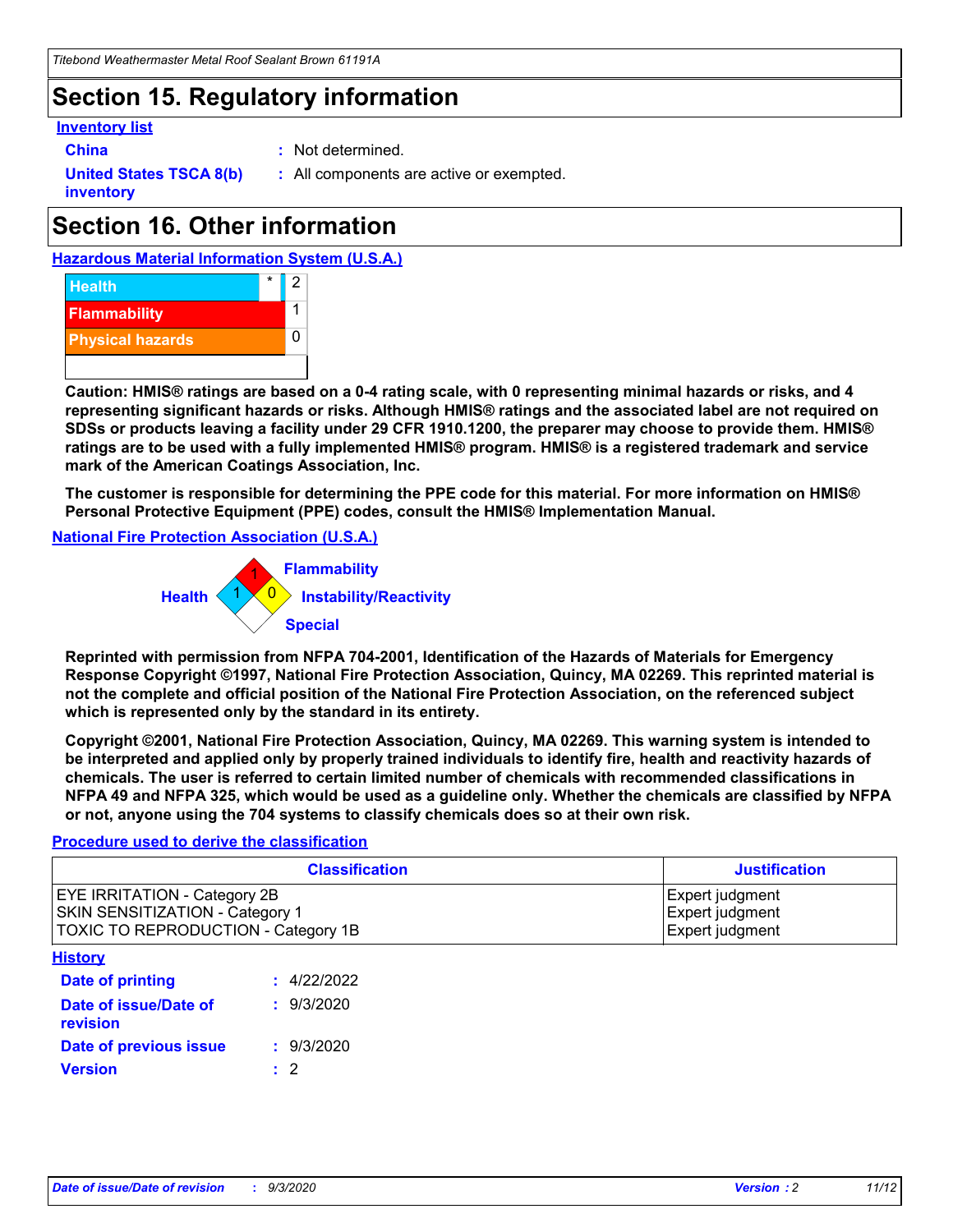## Section 15. Regulatory information

**Inventory list**

**China** : Not determined.

**United States TSCA 8(b) inventory** : All components are active or exempted.

## Section 16. Other information

**Hazardous Material Information System (U.S.A.)**

| | | |
|---|---|---|
| Health | * | 2 |
| Flammability | | 1 |
| Physical hazards | | 0 |

**Caution: HMIS® ratings are based on a 0-4 rating scale, with 0 representing minimal hazards or risks, and 4 representing significant hazards or risks. Although HMIS® ratings and the associated label are not required on SDSs or products leaving a facility under 29 CFR 1910.1200, the preparer may choose to provide them. HMIS® ratings are to be used with a fully implemented HMIS® program. HMIS® is a registered trademark and service mark of the American Coatings Association, Inc.**

**The customer is responsible for determining the PPE code for this material. For more information on HMIS® Personal Protective Equipment (PPE) codes, consult the HMIS® Implementation Manual.**

**National Fire Protection Association (U.S.A.)**

Flammability: 1
Health: 1
Instability/Reactivity: 0
Special:

**Reprinted with permission from NFPA 704-2001, Identification of the Hazards of Materials for Emergency Response Copyright ©1997, National Fire Protection Association, Quincy, MA 02269. This reprinted material is not the complete and official position of the National Fire Protection Association, on the referenced subject which is represented only by the standard in its entirety.**

**Copyright ©2001, National Fire Protection Association, Quincy, MA 02269. This warning system is intended to be interpreted and applied only by properly trained individuals to identify fire, health and reactivity hazards of chemicals. The user is referred to certain limited number of chemicals with recommended classifications in NFPA 49 and NFPA 325, which would be used as a guideline only. Whether the chemicals are classified by NFPA or not, anyone using the 704 systems to classify chemicals does so at their own risk.**

**Procedure used to derive the classification**

| Classification | Justification |
|---|---|
| EYE IRRITATION - Category 2B | Expert judgment |
| SKIN SENSITIZATION - Category 1 | Expert judgment |
| TOXIC TO REPRODUCTION - Category 1B | Expert judgment |

**History**

**Date of printing** : 4/22/2022

**Date of issue/Date of revision** : 9/3/2020

**Date of previous issue** : 9/3/2020

**Version** : 2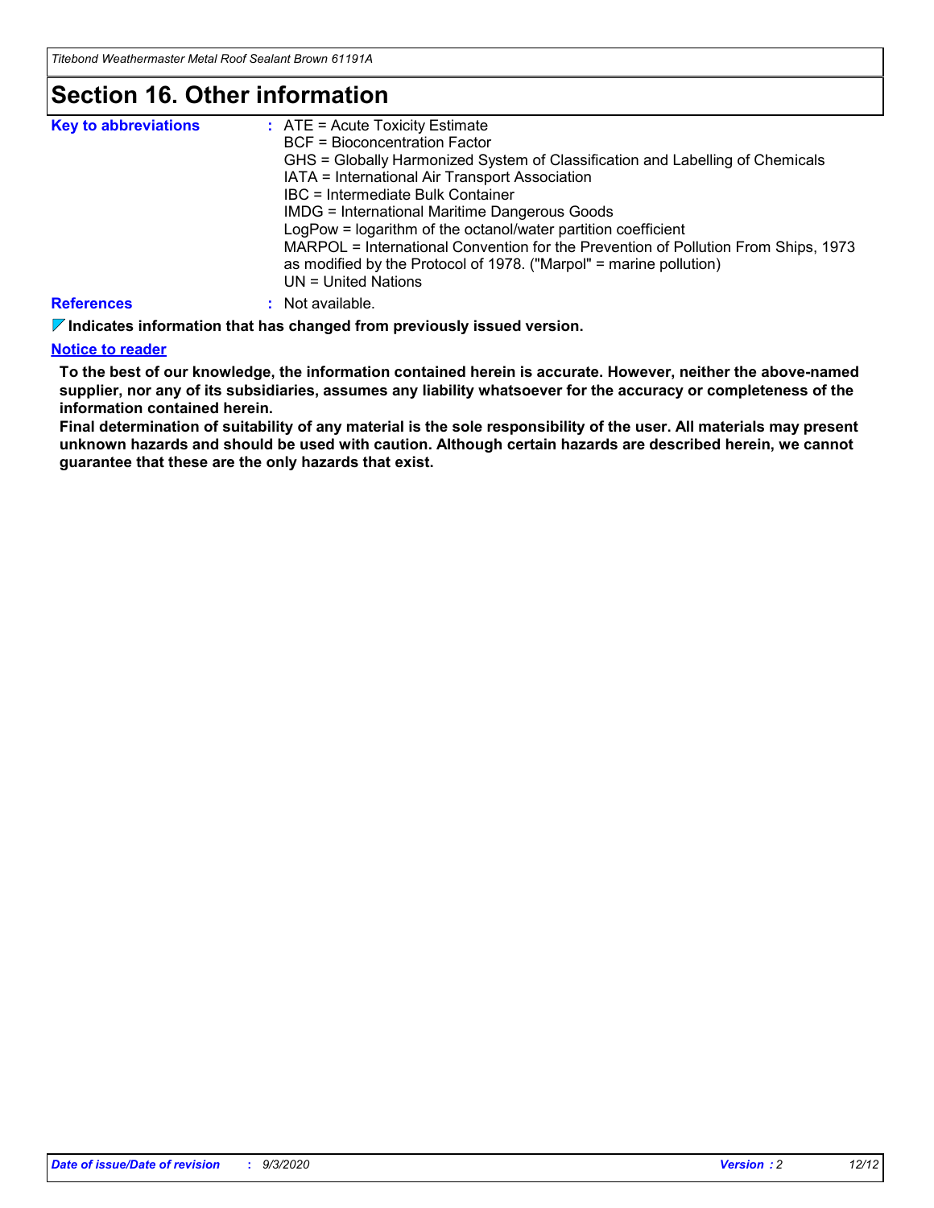# Section 16. Other information

**Key to abbreviations** : ATE = Acute Toxicity Estimate
BCF = Bioconcentration Factor
GHS = Globally Harmonized System of Classification and Labelling of Chemicals
IATA = International Air Transport Association
IBC = Intermediate Bulk Container
IMDG = International Maritime Dangerous Goods
LogPow = logarithm of the octanol/water partition coefficient
MARPOL = International Convention for the Prevention of Pollution From Ships, 1973 as modified by the Protocol of 1978. ("Marpol" = marine pollution)
UN = United Nations

**References** : Not available.

**Indicates information that has changed from previously issued version.**

**Notice to reader**

**To the best of our knowledge, the information contained herein is accurate. However, neither the above-named supplier, nor any of its subsidiaries, assumes any liability whatsoever for the accuracy or completeness of the information contained herein.**

**Final determination of suitability of any material is the sole responsibility of the user. All materials may present unknown hazards and should be used with caution. Although certain hazards are described herein, we cannot guarantee that these are the only hazards that exist.**